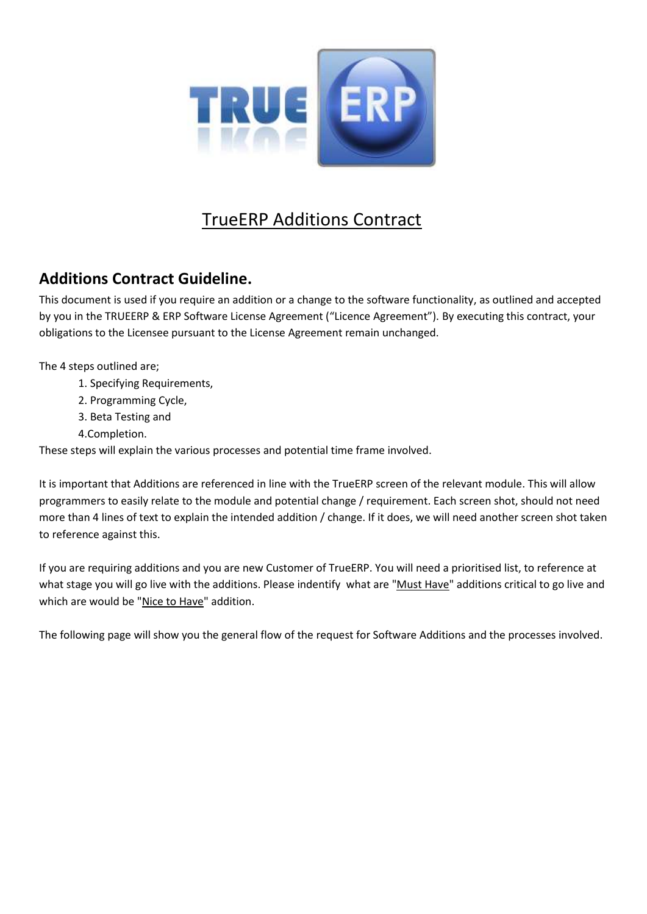# TrueERP Additions Contract

## Additions Contract Guideline.

This document is used if you require an addition or a change to the software functionality, as outlined and accepted by you in the TRUEERP & ERP Software License Agreement ("Licence Agreement"). By executing this contract, your obligations to the Licensee pursuant to the License Agreement remain unchanged.

The 4 steps outlined are;

1. Specifying Requirements,
2. Programming Cycle,
3. Beta Testing and
4. Completion.

These steps will explain the various processes and potential time frame involved.

It is important that Additions are referenced in line with the TrueERP screen of the relevant module. This will allow programmers to easily relate to the module and potential change / requirement. Each screen shot, should not need more than 4 lines of text to explain the intended addition / change. If it does, we will need another screen shot taken to reference against this.

If you are requiring additions and you are new Customer of TrueERP. You will need a prioritised list, to reference at what stage you will go live with the additions. Please indentify what are "Must Have" additions critical to go live and which are would be "Nice to Have" addition.

The following page will show you the general flow of the request for Software Additions and the processes involved.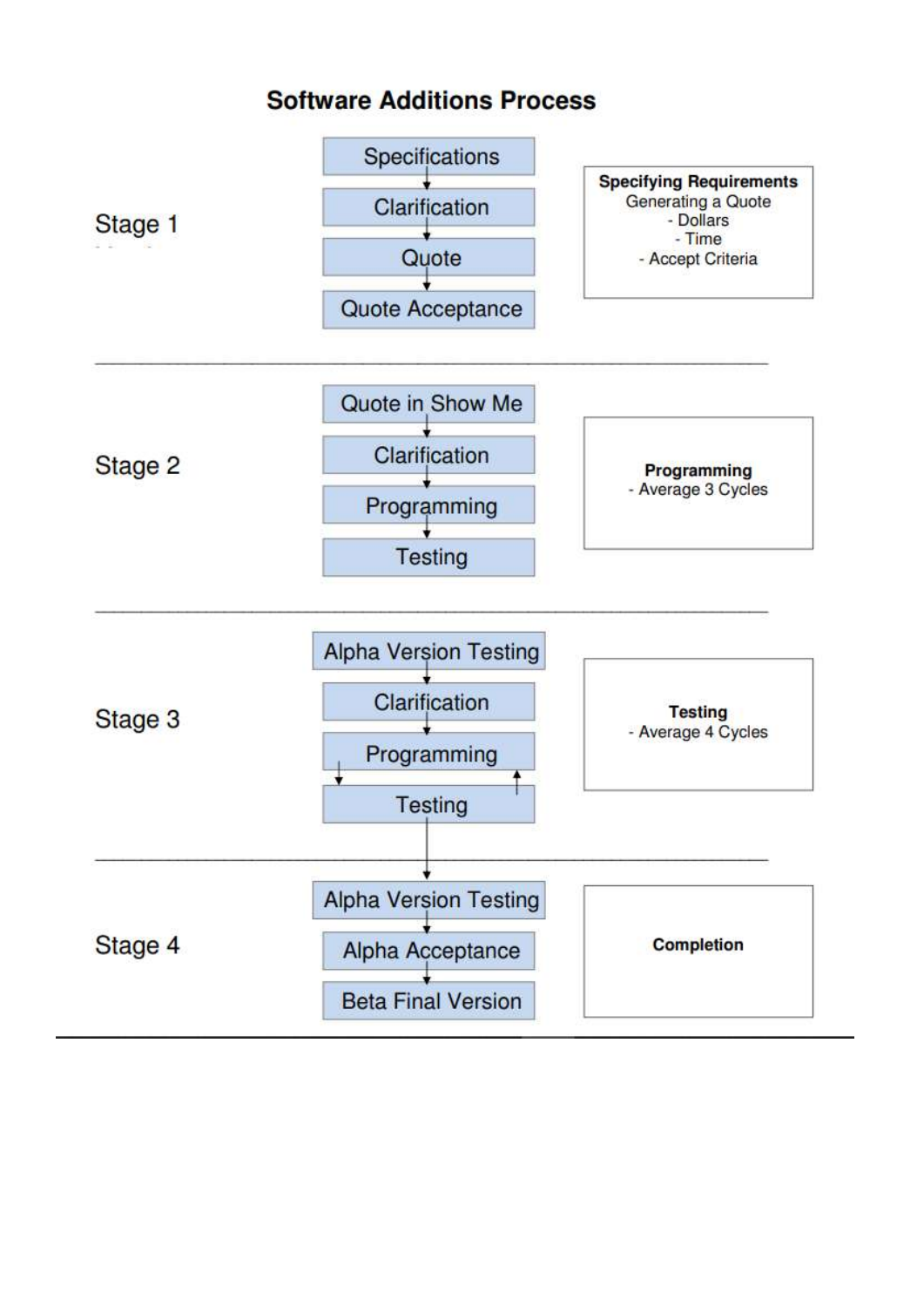# Software Additions Process

## Stage 1

- Specifications
- Clarification
- Quote
- Quote Acceptance

**Specifying Requirements**
Generating a Quote
- Dollars
- Time
- Accept Criteria

---

## Stage 2

- Quote in Show Me
- Clarification
- Programming
- Testing

**Programming**
- Average 3 Cycles

---

## Stage 3

- Alpha Version Testing
- Clarification
- Programming
- Testing

**Testing**
- Average 4 Cycles

---

## Stage 4

- Alpha Version Testing
- Alpha Acceptance
- Beta Final Version

**Completion**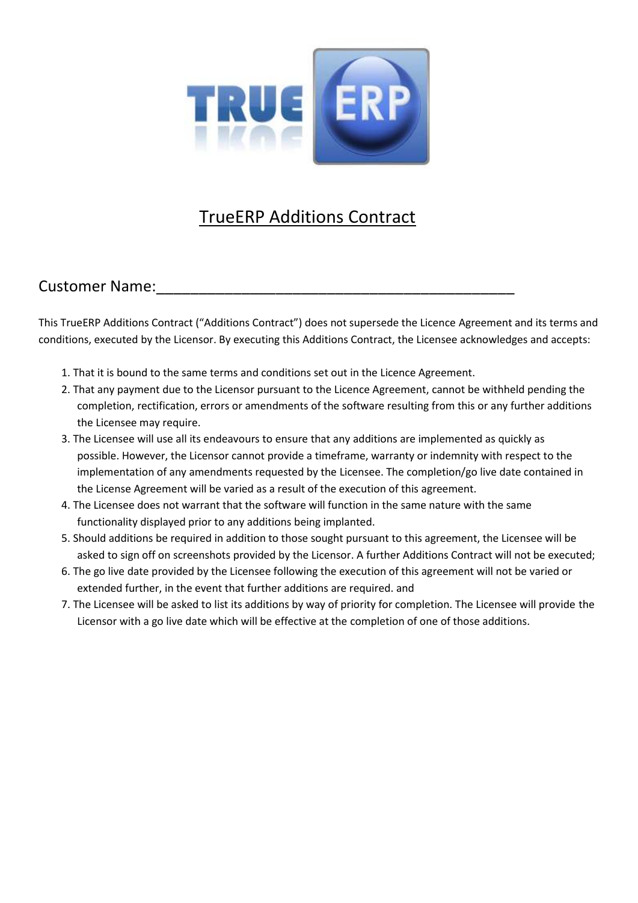# TrueERP Additions Contract

Customer Name:_____________________________________________

This TrueERP Additions Contract ("Additions Contract") does not supersede the Licence Agreement and its terms and conditions, executed by the Licensor. By executing this Additions Contract, the Licensee acknowledges and accepts:

1. That it is bound to the same terms and conditions set out in the Licence Agreement.
2. That any payment due to the Licensor pursuant to the Licence Agreement, cannot be withheld pending the completion, rectification, errors or amendments of the software resulting from this or any further additions the Licensee may require.
3. The Licensee will use all its endeavours to ensure that any additions are implemented as quickly as possible. However, the Licensor cannot provide a timeframe, warranty or indemnity with respect to the implementation of any amendments requested by the Licensee. The completion/go live date contained in the License Agreement will be varied as a result of the execution of this agreement.
4. The Licensee does not warrant that the software will function in the same nature with the same functionality displayed prior to any additions being implanted.
5. Should additions be required in addition to those sought pursuant to this agreement, the Licensee will be asked to sign off on screenshots provided by the Licensor. A further Additions Contract will not be executed;
6. The go live date provided by the Licensee following the execution of this agreement will not be varied or extended further, in the event that further additions are required. and
7. The Licensee will be asked to list its additions by way of priority for completion. The Licensee will provide the Licensor with a go live date which will be effective at the completion of one of those additions.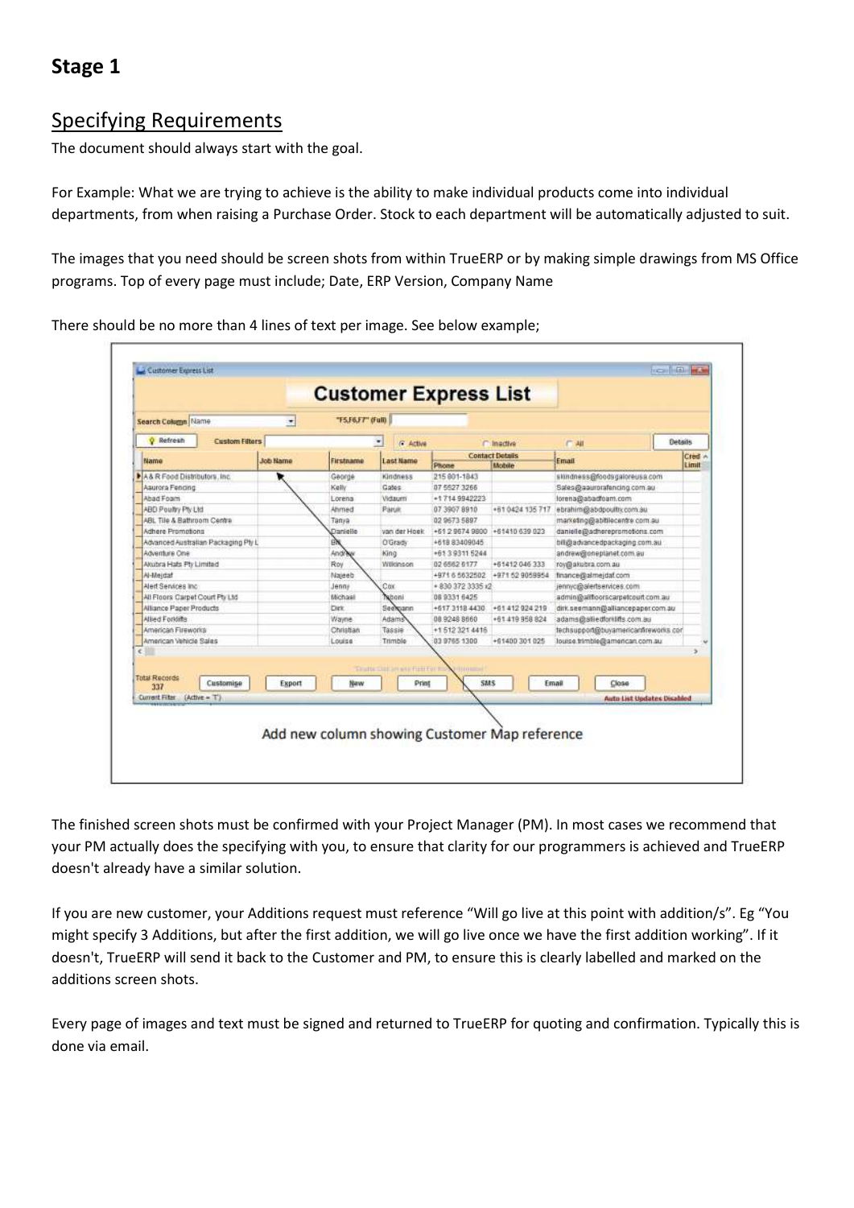# Stage 1

## Specifying Requirements

The document should always start with the goal.

For Example: What we are trying to achieve is the ability to make individual products come into individual departments, from when raising a Purchase Order. Stock to each department will be automatically adjusted to suit.

The images that you need should be screen shots from within TrueERP or by making simple drawings from MS Office programs. Top of every page must include; Date, ERP Version, Company Name

There should be no more than 4 lines of text per image. See below example;

Add new column showing Customer Map reference

The finished screen shots must be confirmed with your Project Manager (PM). In most cases we recommend that your PM actually does the specifying with you, to ensure that clarity for our programmers is achieved and TrueERP doesn't already have a similar solution.

If you are new customer, your Additions request must reference "Will go live at this point with addition/s". Eg "You might specify 3 Additions, but after the first addition, we will go live once we have the first addition working". If it doesn't, TrueERP will send it back to the Customer and PM, to ensure this is clearly labelled and marked on the additions screen shots.

Every page of images and text must be signed and returned to TrueERP for quoting and confirmation. Typically this is done via email.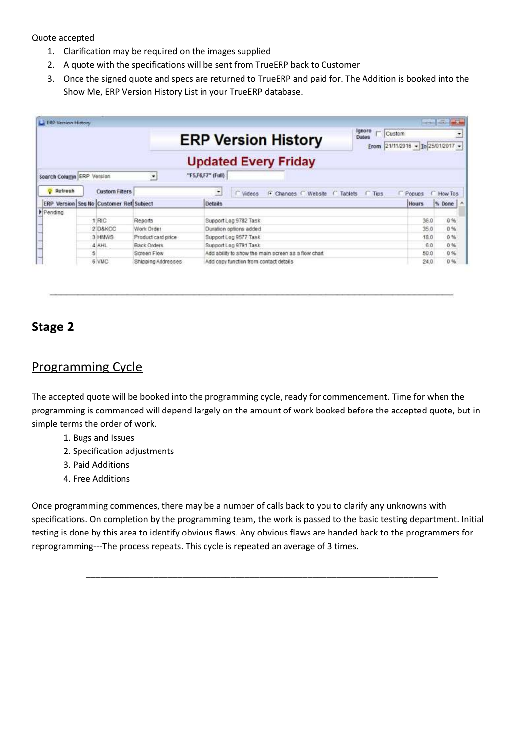Quote accepted

1. Clarification may be required on the images supplied
2. A quote with the specifications will be sent from TrueERP back to Customer
3. Once the signed quote and specs are returned to TrueERP and paid for. The Addition is booked into the Show Me, ERP Version History List in your TrueERP database.

**ERP Version History**

**Updated Every Friday**

| ERP Version | Seq No | Customer Ref | Subject | Details | Hours | % Done |
|---|---|---|---|---|---|---|
| Pending | | | | | | |
| | 1 | RIC | Reports | Support Log 9782 Task | 36.0 | 0 % |
| | 2 | D&KCC | Work Order | Duration options added | 35.0 | 0 % |
| | 3 | HMWS | Product card price | Support Log 9577 Task | 18.0 | 0 % |
| | 4 | AHL | Back Orders | Support Log 9791 Task | 6.0 | 0 % |
| | 5 | | Screen Flow | Add ability to show the main screen as a flow chart | 50.0 | 0 % |
| | 6 | VMC | Shipping Addresses | Add copy function from contact details | 24.0 | 0 % |

---

## Stage 2

### Programming Cycle

The accepted quote will be booked into the programming cycle, ready for commencement. Time for when the programming is commenced will depend largely on the amount of work booked before the accepted quote, but in simple terms the order of work.

1. Bugs and Issues
2. Specification adjustments
3. Paid Additions
4. Free Additions

Once programming commences, there may be a number of calls back to you to clarify any unknowns with specifications. On completion by the programming team, the work is passed to the basic testing department. Initial testing is done by this area to identify obvious flaws. Any obvious flaws are handed back to the programmers for reprogramming---The process repeats. This cycle is repeated an average of 3 times.

---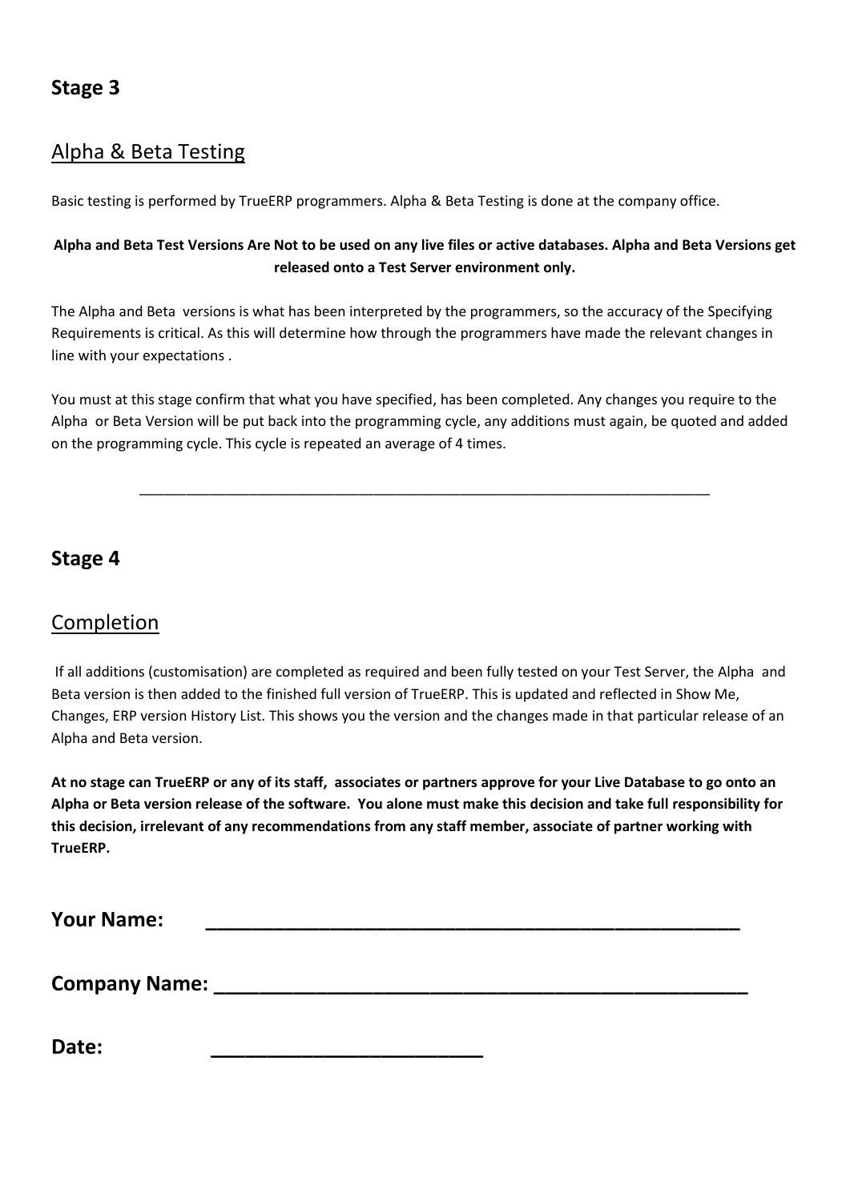## Stage 3

### Alpha & Beta Testing

Basic testing is performed by TrueERP programmers. Alpha & Beta Testing is done at the company office.

**Alpha and Beta Test Versions Are Not to be used on any live files or active databases. Alpha and Beta Versions get released onto a Test Server environment only.**

The Alpha and Beta versions is what has been interpreted by the programmers, so the accuracy of the Specifying Requirements is critical. As this will determine how through the programmers have made the relevant changes in line with your expectations .

You must at this stage confirm that what you have specified, has been completed. Any changes you require to the Alpha or Beta Version will be put back into the programming cycle, any additions must again, be quoted and added on the programming cycle. This cycle is repeated an average of 4 times.

---

## Stage 4

### Completion

If all additions (customisation) are completed as required and been fully tested on your Test Server, the Alpha and Beta version is then added to the finished full version of TrueERP. This is updated and reflected in Show Me, Changes, ERP version History List. This shows you the version and the changes made in that particular release of an Alpha and Beta version.

**At no stage can TrueERP or any of its staff, associates or partners approve for your Live Database to go onto an Alpha or Beta version release of the software. You alone must make this decision and take full responsibility for this decision, irrelevant of any recommendations from any staff member, associate of partner working with TrueERP.**

**Your Name:** ____________________________________________

**Company Name:** ____________________________________________

**Date:** ______________________